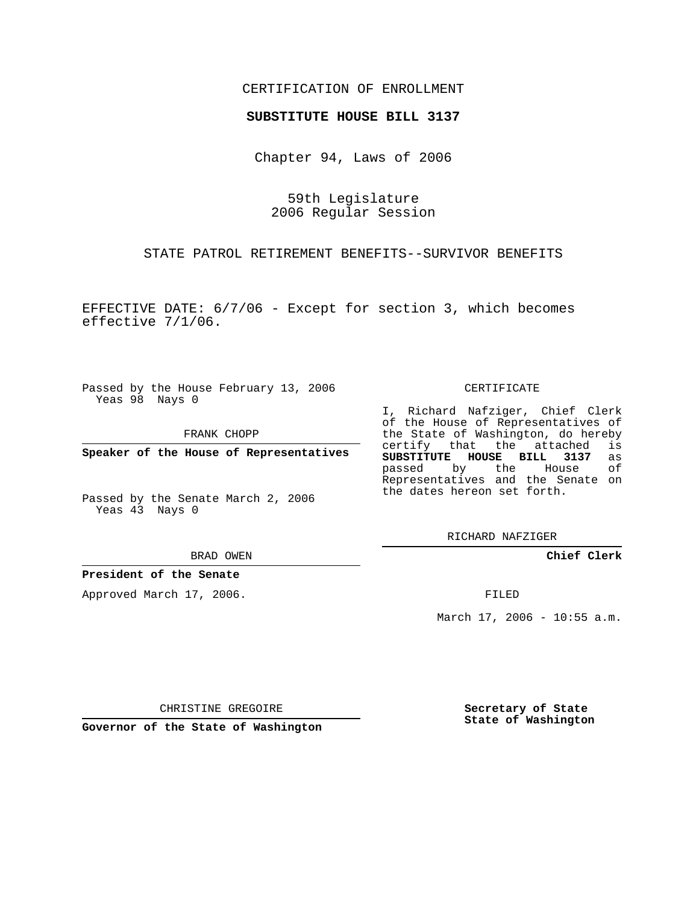CERTIFICATION OF ENROLLMENT

**SUBSTITUTE HOUSE BILL 3137**

Chapter 94, Laws of 2006

59th Legislature
2006 Regular Session

STATE PATROL RETIREMENT BENEFITS--SURVIVOR BENEFITS

EFFECTIVE DATE: 6/7/06 - Except for section 3, which becomes effective 7/1/06.

Passed by the House February 13, 2006
Yeas 98 Nays 0

FRANK CHOPP

**Speaker of the House of Representatives**

Passed by the Senate March 2, 2006
Yeas 43 Nays 0

BRAD OWEN

**President of the Senate**

Approved March 17, 2006.

CHRISTINE GREGOIRE

**Governor of the State of Washington**

CERTIFICATE

I, Richard Nafziger, Chief Clerk of the House of Representatives of the State of Washington, do hereby certify that the attached is **SUBSTITUTE HOUSE BILL 3137** as passed by the House of Representatives and the Senate on the dates hereon set forth.

RICHARD NAFZIGER

**Chief Clerk**

FILED

March 17, 2006 - 10:55 a.m.

**Secretary of State**
**State of Washington**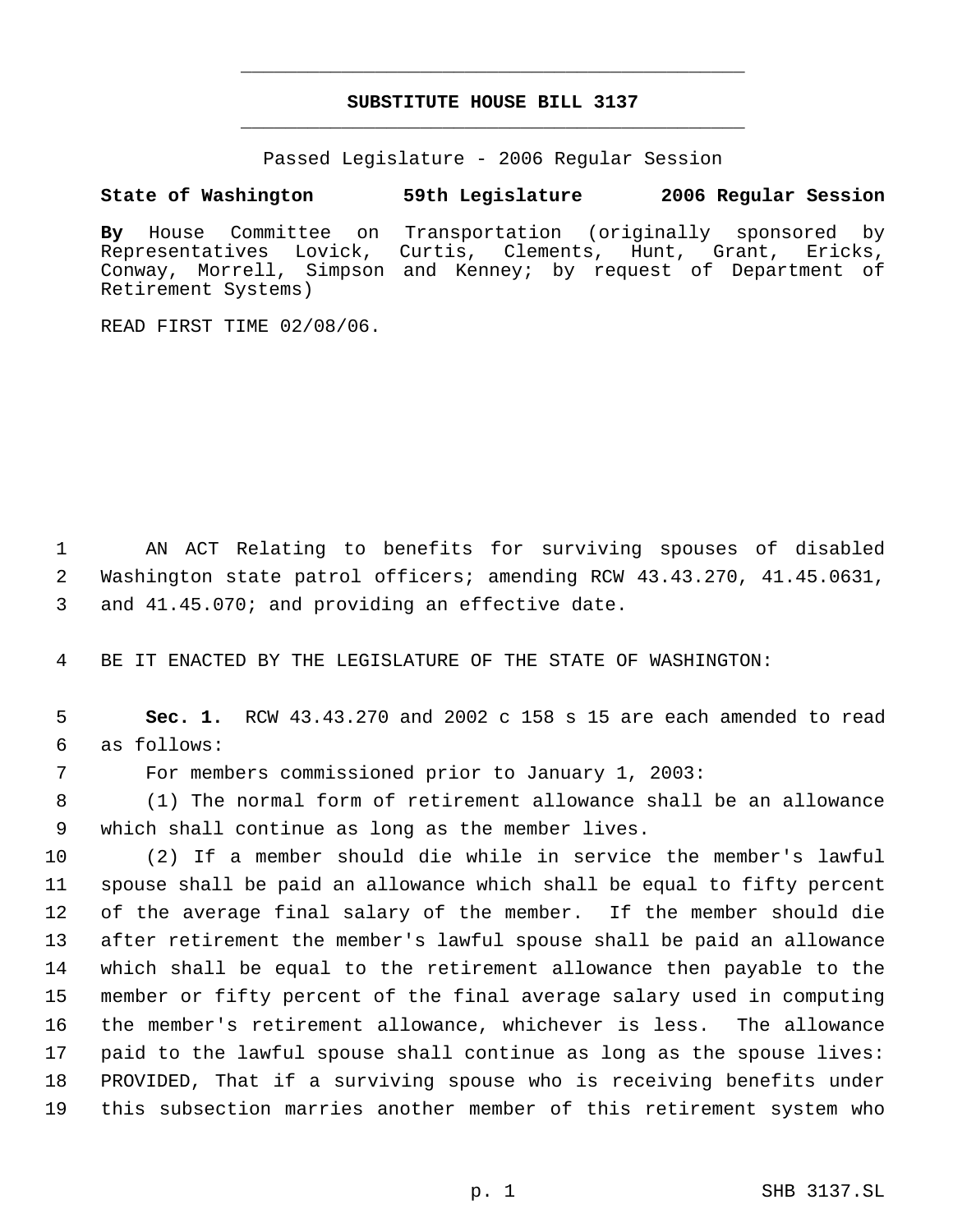# SUBSTITUTE HOUSE BILL 3137

Passed Legislature - 2006 Regular Session

**State of Washington 59th Legislature 2006 Regular Session**

**By** House Committee on Transportation (originally sponsored by Representatives Lovick, Curtis, Clements, Hunt, Grant, Ericks, Conway, Morrell, Simpson and Kenney; by request of Department of Retirement Systems)

READ FIRST TIME 02/08/06.

1 AN ACT Relating to benefits for surviving spouses of disabled
2 Washington state patrol officers; amending RCW 43.43.270, 41.45.0631,
3 and 41.45.070; and providing an effective date.

4 BE IT ENACTED BY THE LEGISLATURE OF THE STATE OF WASHINGTON:

5 **Sec. 1.** RCW 43.43.270 and 2002 c 158 s 15 are each amended to read
6 as follows:

7 For members commissioned prior to January 1, 2003:

8 (1) The normal form of retirement allowance shall be an allowance
9 which shall continue as long as the member lives.

10 (2) If a member should die while in service the member's lawful
11 spouse shall be paid an allowance which shall be equal to fifty percent
12 of the average final salary of the member. If the member should die
13 after retirement the member's lawful spouse shall be paid an allowance
14 which shall be equal to the retirement allowance then payable to the
15 member or fifty percent of the final average salary used in computing
16 the member's retirement allowance, whichever is less. The allowance
17 paid to the lawful spouse shall continue as long as the spouse lives:
18 PROVIDED, That if a surviving spouse who is receiving benefits under
19 this subsection marries another member of this retirement system who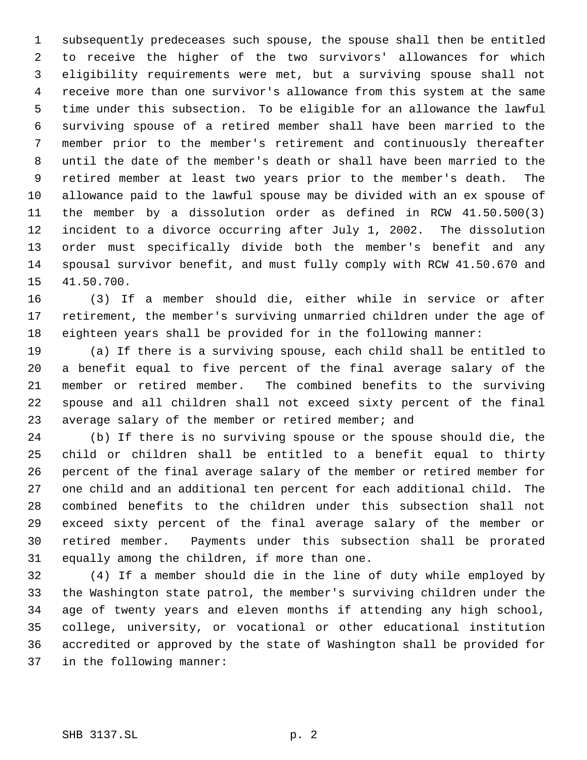subsequently predeceases such spouse, the spouse shall then be entitled to receive the higher of the two survivors' allowances for which eligibility requirements were met, but a surviving spouse shall not receive more than one survivor's allowance from this system at the same time under this subsection. To be eligible for an allowance the lawful surviving spouse of a retired member shall have been married to the member prior to the member's retirement and continuously thereafter until the date of the member's death or shall have been married to the retired member at least two years prior to the member's death. The allowance paid to the lawful spouse may be divided with an ex spouse of the member by a dissolution order as defined in RCW 41.50.500(3) incident to a divorce occurring after July 1, 2002. The dissolution order must specifically divide both the member's benefit and any spousal survivor benefit, and must fully comply with RCW 41.50.670 and 41.50.700.

(3) If a member should die, either while in service or after retirement, the member's surviving unmarried children under the age of eighteen years shall be provided for in the following manner:

(a) If there is a surviving spouse, each child shall be entitled to a benefit equal to five percent of the final average salary of the member or retired member. The combined benefits to the surviving spouse and all children shall not exceed sixty percent of the final average salary of the member or retired member; and

(b) If there is no surviving spouse or the spouse should die, the child or children shall be entitled to a benefit equal to thirty percent of the final average salary of the member or retired member for one child and an additional ten percent for each additional child. The combined benefits to the children under this subsection shall not exceed sixty percent of the final average salary of the member or retired member. Payments under this subsection shall be prorated equally among the children, if more than one.

(4) If a member should die in the line of duty while employed by the Washington state patrol, the member's surviving children under the age of twenty years and eleven months if attending any high school, college, university, or vocational or other educational institution accredited or approved by the state of Washington shall be provided for in the following manner: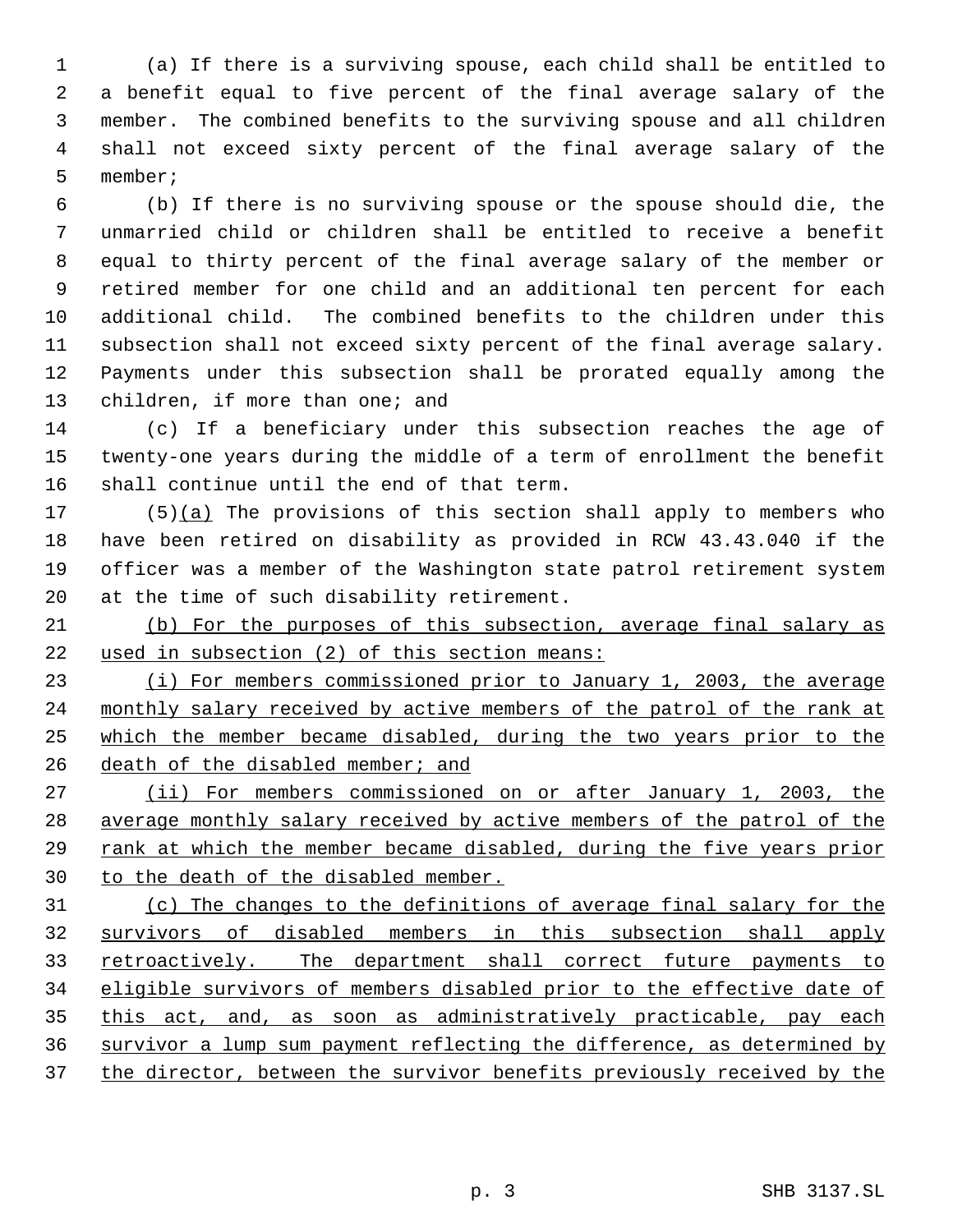(a) If there is a surviving spouse, each child shall be entitled to a benefit equal to five percent of the final average salary of the member. The combined benefits to the surviving spouse and all children shall not exceed sixty percent of the final average salary of the member;

(b) If there is no surviving spouse or the spouse should die, the unmarried child or children shall be entitled to receive a benefit equal to thirty percent of the final average salary of the member or retired member for one child and an additional ten percent for each additional child. The combined benefits to the children under this subsection shall not exceed sixty percent of the final average salary. Payments under this subsection shall be prorated equally among the children, if more than one; and

(c) If a beneficiary under this subsection reaches the age of twenty-one years during the middle of a term of enrollment the benefit shall continue until the end of that term.

(5)(a) The provisions of this section shall apply to members who have been retired on disability as provided in RCW 43.43.040 if the officer was a member of the Washington state patrol retirement system at the time of such disability retirement.

(b) For the purposes of this subsection, average final salary as used in subsection (2) of this section means:

(i) For members commissioned prior to January 1, 2003, the average monthly salary received by active members of the patrol of the rank at which the member became disabled, during the two years prior to the death of the disabled member; and

(ii) For members commissioned on or after January 1, 2003, the average monthly salary received by active members of the patrol of the rank at which the member became disabled, during the five years prior to the death of the disabled member.

(c) The changes to the definitions of average final salary for the survivors of disabled members in this subsection shall apply retroactively. The department shall correct future payments to eligible survivors of members disabled prior to the effective date of this act, and, as soon as administratively practicable, pay each survivor a lump sum payment reflecting the difference, as determined by the director, between the survivor benefits previously received by the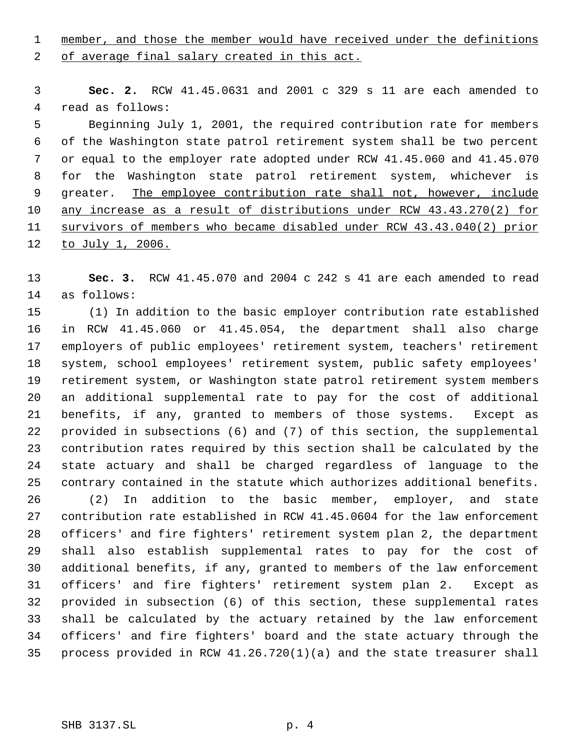member, and those the member would have received under the definitions of average final salary created in this act.

**Sec. 2.** RCW 41.45.0631 and 2001 c 329 s 11 are each amended to read as follows:

Beginning July 1, 2001, the required contribution rate for members of the Washington state patrol retirement system shall be two percent or equal to the employer rate adopted under RCW 41.45.060 and 41.45.070 for the Washington state patrol retirement system, whichever is greater. The employee contribution rate shall not, however, include any increase as a result of distributions under RCW 43.43.270(2) for survivors of members who became disabled under RCW 43.43.040(2) prior to July 1, 2006.

**Sec. 3.** RCW 41.45.070 and 2004 c 242 s 41 are each amended to read as follows:

(1) In addition to the basic employer contribution rate established in RCW 41.45.060 or 41.45.054, the department shall also charge employers of public employees' retirement system, teachers' retirement system, school employees' retirement system, public safety employees' retirement system, or Washington state patrol retirement system members an additional supplemental rate to pay for the cost of additional benefits, if any, granted to members of those systems. Except as provided in subsections (6) and (7) of this section, the supplemental contribution rates required by this section shall be calculated by the state actuary and shall be charged regardless of language to the contrary contained in the statute which authorizes additional benefits.

(2) In addition to the basic member, employer, and state contribution rate established in RCW 41.45.0604 for the law enforcement officers' and fire fighters' retirement system plan 2, the department shall also establish supplemental rates to pay for the cost of additional benefits, if any, granted to members of the law enforcement officers' and fire fighters' retirement system plan 2. Except as provided in subsection (6) of this section, these supplemental rates shall be calculated by the actuary retained by the law enforcement officers' and fire fighters' board and the state actuary through the process provided in RCW 41.26.720(1)(a) and the state treasurer shall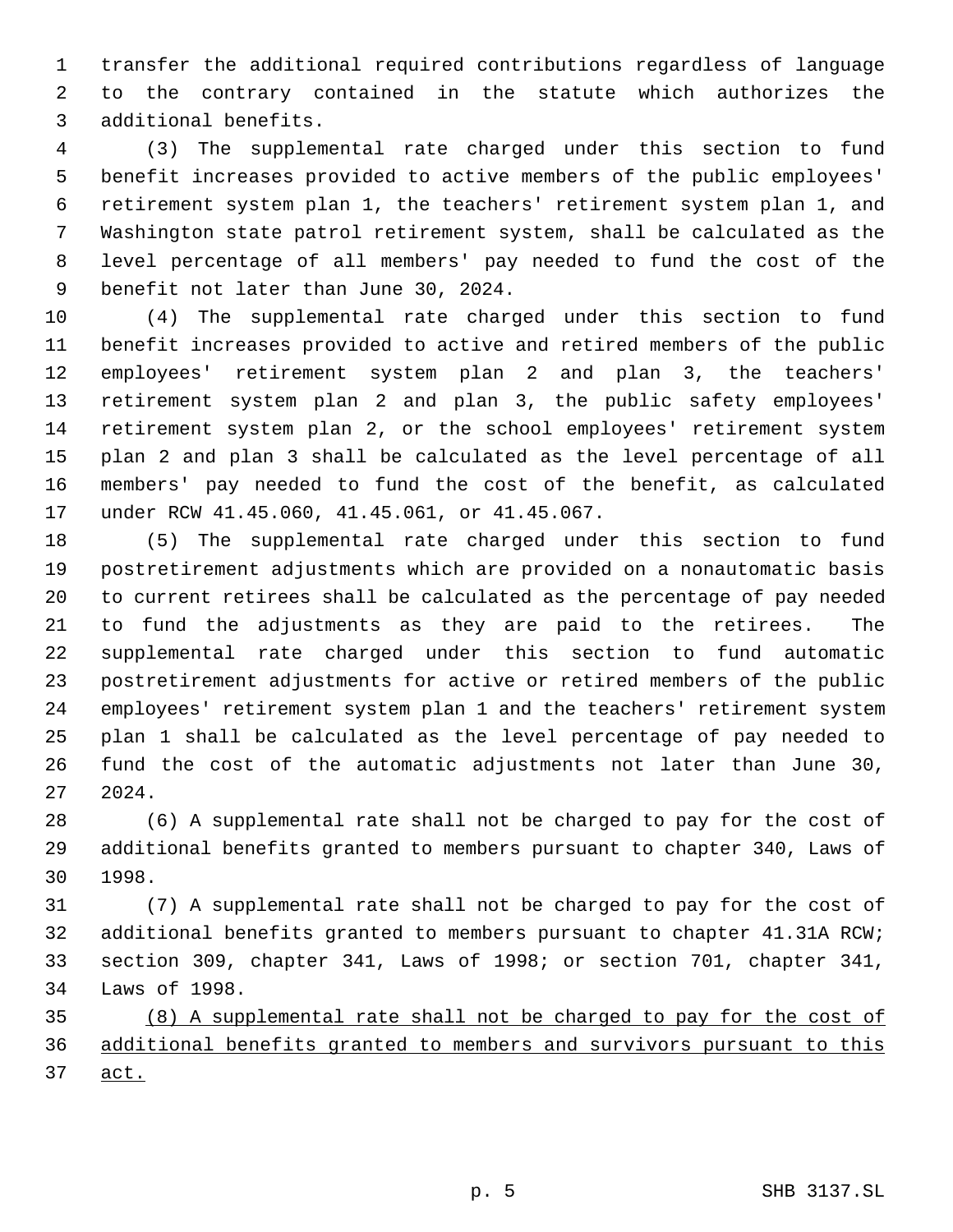transfer the additional required contributions regardless of language to the contrary contained in the statute which authorizes the additional benefits.

(3) The supplemental rate charged under this section to fund benefit increases provided to active members of the public employees' retirement system plan 1, the teachers' retirement system plan 1, and Washington state patrol retirement system, shall be calculated as the level percentage of all members' pay needed to fund the cost of the benefit not later than June 30, 2024.

(4) The supplemental rate charged under this section to fund benefit increases provided to active and retired members of the public employees' retirement system plan 2 and plan 3, the teachers' retirement system plan 2 and plan 3, the public safety employees' retirement system plan 2, or the school employees' retirement system plan 2 and plan 3 shall be calculated as the level percentage of all members' pay needed to fund the cost of the benefit, as calculated under RCW 41.45.060, 41.45.061, or 41.45.067.

(5) The supplemental rate charged under this section to fund postretirement adjustments which are provided on a nonautomatic basis to current retirees shall be calculated as the percentage of pay needed to fund the adjustments as they are paid to the retirees. The supplemental rate charged under this section to fund automatic postretirement adjustments for active or retired members of the public employees' retirement system plan 1 and the teachers' retirement system plan 1 shall be calculated as the level percentage of pay needed to fund the cost of the automatic adjustments not later than June 30, 2024.

(6) A supplemental rate shall not be charged to pay for the cost of additional benefits granted to members pursuant to chapter 340, Laws of 1998.

(7) A supplemental rate shall not be charged to pay for the cost of additional benefits granted to members pursuant to chapter 41.31A RCW; section 309, chapter 341, Laws of 1998; or section 701, chapter 341, Laws of 1998.

<u>(8) A supplemental rate shall not be charged to pay for the cost of additional benefits granted to members and survivors pursuant to this act.</u>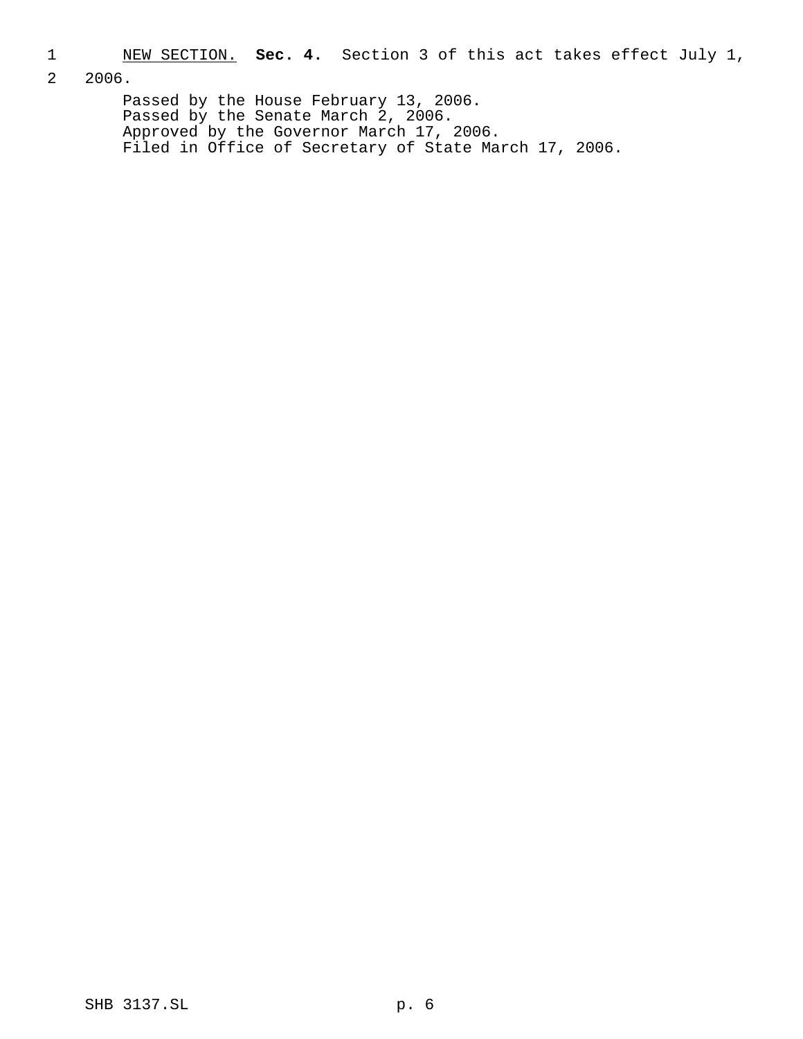NEW SECTION. **Sec. 4.** Section 3 of this act takes effect July 1, 2006.

Passed by the House February 13, 2006.
Passed by the Senate March 2, 2006.
Approved by the Governor March 17, 2006.
Filed in Office of Secretary of State March 17, 2006.